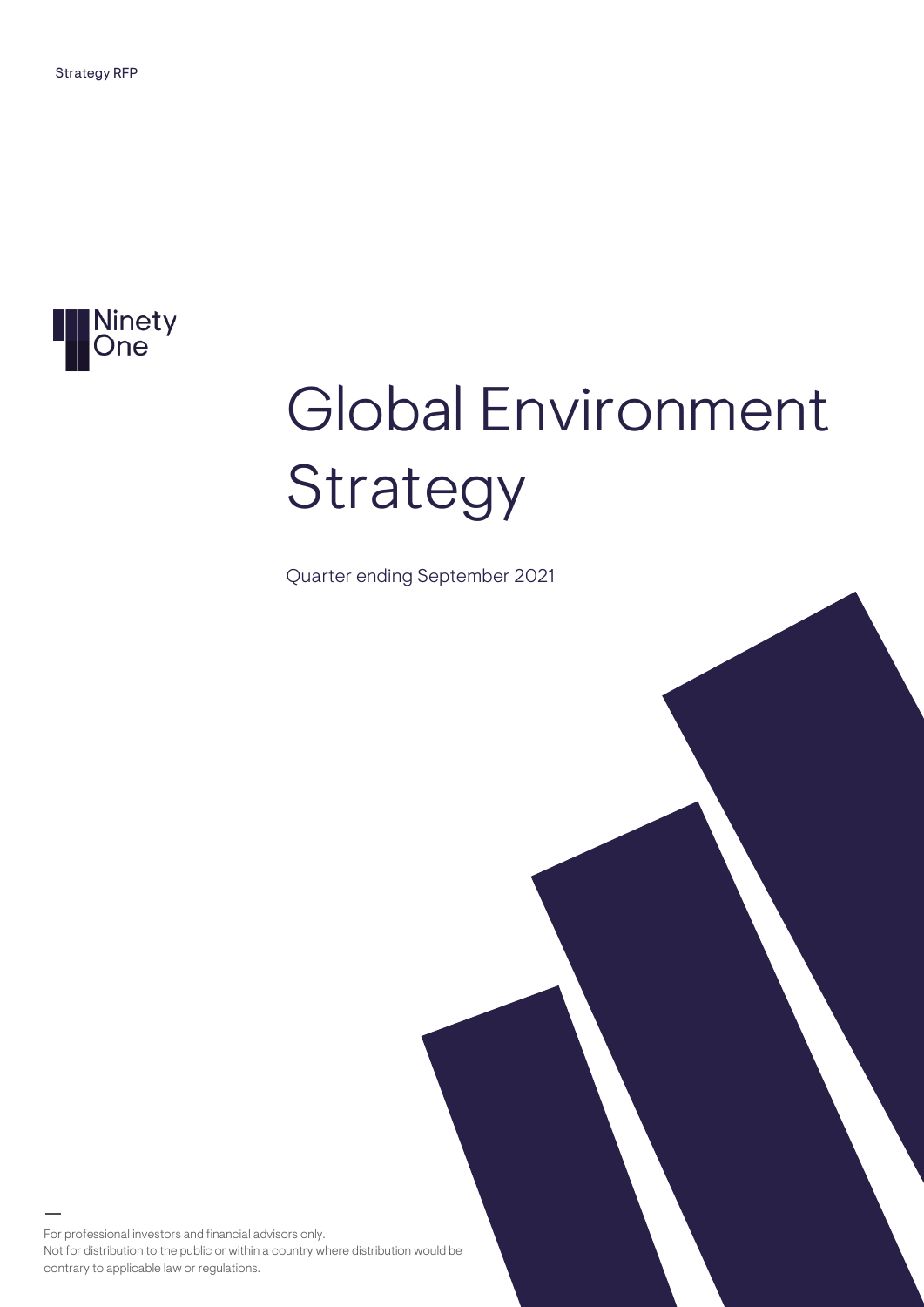Strategy RFP

Ninety One

# Global Environment Strategy

Quarter ending September 2021

For professional investors and financial advisors only.
Not for distribution to the public or within a country where distribution would be contrary to applicable law or regulations.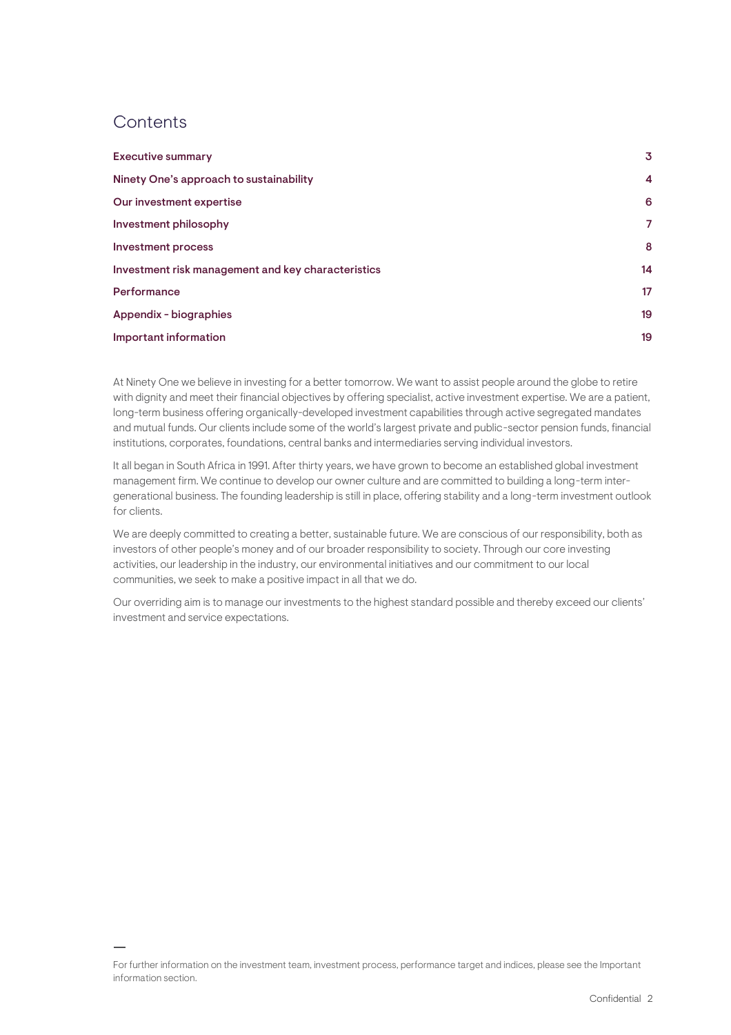# Contents

| | |
|---|---|
| **Executive summary** | **3** |
| **Ninety One's approach to sustainability** | **4** |
| **Our investment expertise** | **6** |
| **Investment philosophy** | **7** |
| **Investment process** | **8** |
| **Investment risk management and key characteristics** | **14** |
| **Performance** | **17** |
| **Appendix - biographies** | **19** |
| **Important information** | **19** |

At Ninety One we believe in investing for a better tomorrow. We want to assist people around the globe to retire with dignity and meet their financial objectives by offering specialist, active investment expertise. We are a patient, long-term business offering organically-developed investment capabilities through active segregated mandates and mutual funds. Our clients include some of the world's largest private and public-sector pension funds, financial institutions, corporates, foundations, central banks and intermediaries serving individual investors.

It all began in South Africa in 1991. After thirty years, we have grown to become an established global investment management firm. We continue to develop our owner culture and are committed to building a long-term inter-generational business. The founding leadership is still in place, offering stability and a long-term investment outlook for clients.

We are deeply committed to creating a better, sustainable future. We are conscious of our responsibility, both as investors of other people's money and of our broader responsibility to society. Through our core investing activities, our leadership in the industry, our environmental initiatives and our commitment to our local communities, we seek to make a positive impact in all that we do.

Our overriding aim is to manage our investments to the highest standard possible and thereby exceed our clients' investment and service expectations.

For further information on the investment team, investment process, performance target and indices, please see the Important information section.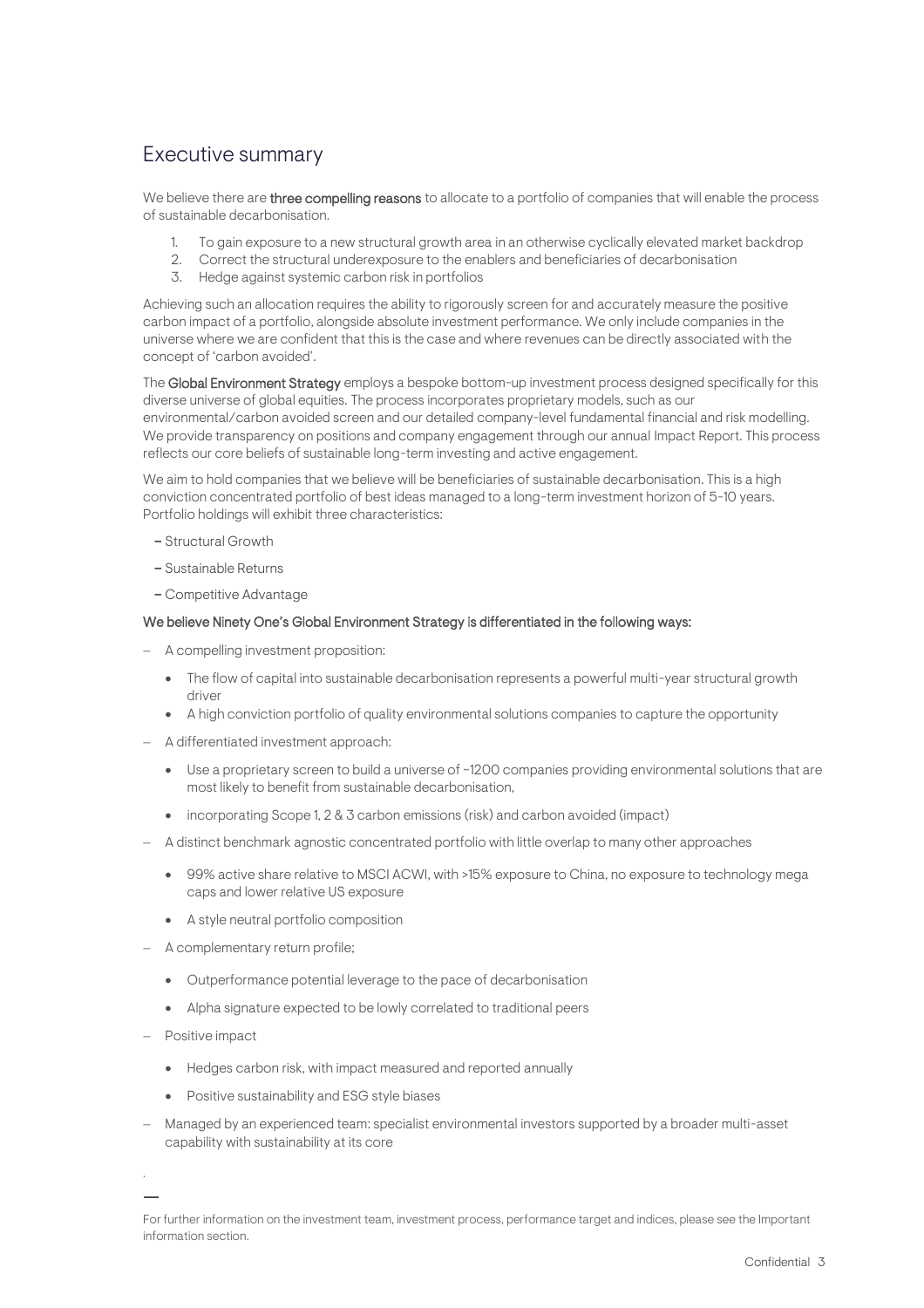## Executive summary

We believe there are **three compelling reasons** to allocate to a portfolio of companies that will enable the process of sustainable decarbonisation.

1. To gain exposure to a new structural growth area in an otherwise cyclically elevated market backdrop
2. Correct the structural underexposure to the enablers and beneficiaries of decarbonisation
3. Hedge against systemic carbon risk in portfolios

Achieving such an allocation requires the ability to rigorously screen for and accurately measure the positive carbon impact of a portfolio, alongside absolute investment performance. We only include companies in the universe where we are confident that this is the case and where revenues can be directly associated with the concept of 'carbon avoided'.

The **Global Environment Strategy** employs a bespoke bottom-up investment process designed specifically for this diverse universe of global equities. The process incorporates proprietary models, such as our environmental/carbon avoided screen and our detailed company-level fundamental financial and risk modelling. We provide transparency on positions and company engagement through our annual Impact Report. This process reflects our core beliefs of sustainable long-term investing and active engagement.

We aim to hold companies that we believe will be beneficiaries of sustainable decarbonisation. This is a high conviction concentrated portfolio of best ideas managed to a long-term investment horizon of 5-10 years. Portfolio holdings will exhibit three characteristics:

- Structural Growth
- Sustainable Returns
- Competitive Advantage

**We believe Ninety One's Global Environment Strategy is differentiated in the following ways:**

- A compelling investment proposition:
  - The flow of capital into sustainable decarbonisation represents a powerful multi-year structural growth driver
  - A high conviction portfolio of quality environmental solutions companies to capture the opportunity
- A differentiated investment approach:
  - Use a proprietary screen to build a universe of ~1200 companies providing environmental solutions that are most likely to benefit from sustainable decarbonisation,
  - incorporating Scope 1, 2 & 3 carbon emissions (risk) and carbon avoided (impact)
- A distinct benchmark agnostic concentrated portfolio with little overlap to many other approaches
  - 99% active share relative to MSCI ACWI, with >15% exposure to China, no exposure to technology mega caps and lower relative US exposure
  - A style neutral portfolio composition
- A complementary return profile;
  - Outperformance potential leverage to the pace of decarbonisation
  - Alpha signature expected to be lowly correlated to traditional peers
- Positive impact
  - Hedges carbon risk, with impact measured and reported annually
  - Positive sustainability and ESG style biases
- Managed by an experienced team: specialist environmental investors supported by a broader multi-asset capability with sustainability at its core

For further information on the investment team, investment process, performance target and indices, please see the Important information section.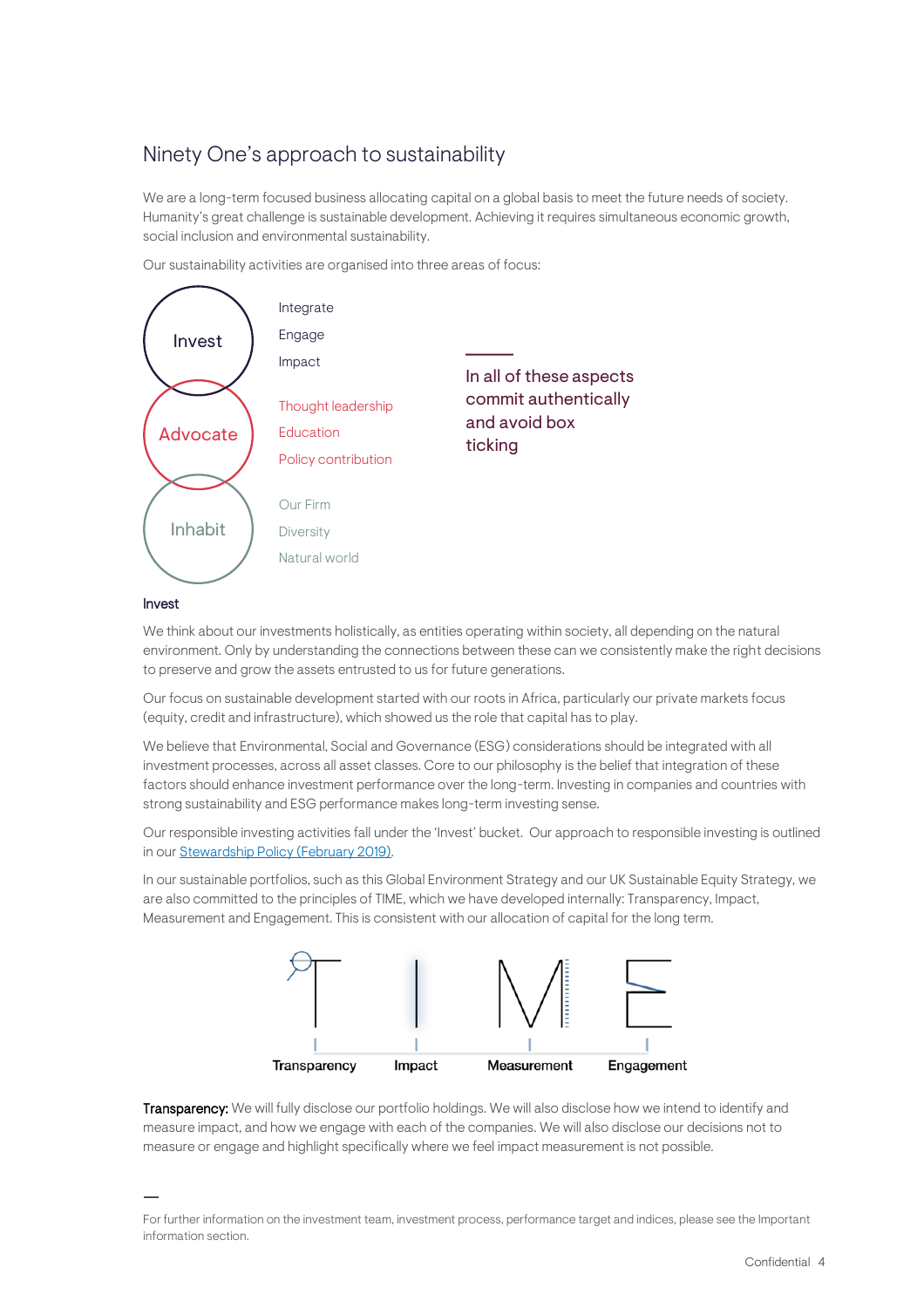## Ninety One's approach to sustainability

We are a long-term focused business allocating capital on a global basis to meet the future needs of society. Humanity's great challenge is sustainable development. Achieving it requires simultaneous economic growth, social inclusion and environmental sustainability.

Our sustainability activities are organised into three areas of focus:

**Invest**
- Integrate
- Engage
- Impact

**Advocate**
- Thought leadership
- Education
- Policy contribution

**Inhabit**
- Our Firm
- Diversity
- Natural world

In all of these aspects commit authentically and avoid box ticking

### Invest

We think about our investments holistically, as entities operating within society, all depending on the natural environment. Only by understanding the connections between these can we consistently make the right decisions to preserve and grow the assets entrusted to us for future generations.

Our focus on sustainable development started with our roots in Africa, particularly our private markets focus (equity, credit and infrastructure), which showed us the role that capital has to play.

We believe that Environmental, Social and Governance (ESG) considerations should be integrated with all investment processes, across all asset classes. Core to our philosophy is the belief that integration of these factors should enhance investment performance over the long-term. Investing in companies and countries with strong sustainability and ESG performance makes long-term investing sense.

Our responsible investing activities fall under the 'Invest' bucket. Our approach to responsible investing is outlined in our Stewardship Policy (February 2019).

In our sustainable portfolios, such as this Global Environment Strategy and our UK Sustainable Equity Strategy, we are also committed to the principles of TIME, which we have developed internally: Transparency, Impact, Measurement and Engagement. This is consistent with our allocation of capital for the long term.

T – Transparency | I – Impact | M – Measurement | E – Engagement

**Transparency:** We will fully disclose our portfolio holdings. We will also disclose how we intend to identify and measure impact, and how we engage with each of the companies. We will also disclose our decisions not to measure or engage and highlight specifically where we feel impact measurement is not possible.

For further information on the investment team, investment process, performance target and indices, please see the Important information section.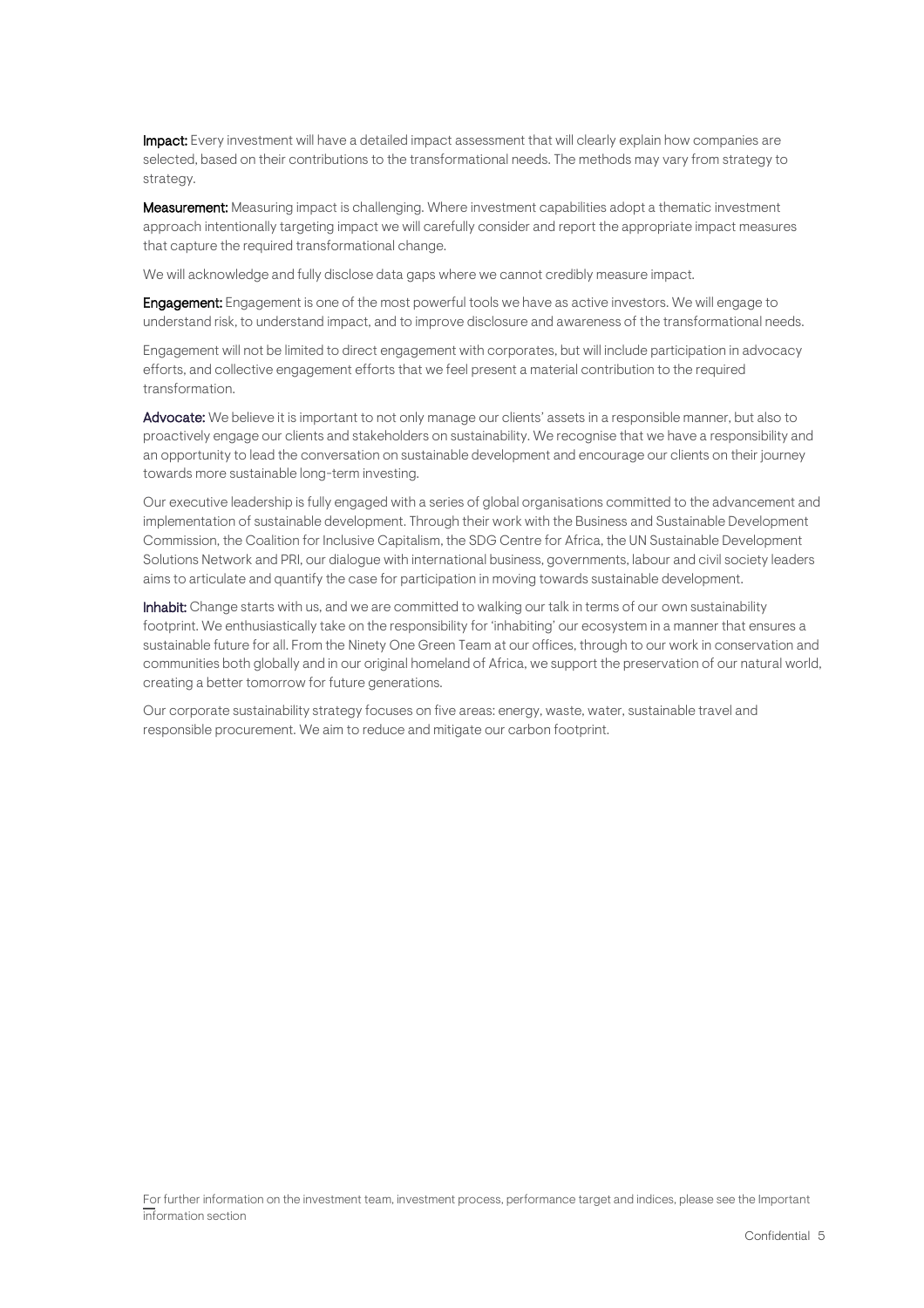**Impact:** Every investment will have a detailed impact assessment that will clearly explain how companies are selected, based on their contributions to the transformational needs. The methods may vary from strategy to strategy.

**Measurement:** Measuring impact is challenging. Where investment capabilities adopt a thematic investment approach intentionally targeting impact we will carefully consider and report the appropriate impact measures that capture the required transformational change.

We will acknowledge and fully disclose data gaps where we cannot credibly measure impact.

**Engagement:** Engagement is one of the most powerful tools we have as active investors. We will engage to understand risk, to understand impact, and to improve disclosure and awareness of the transformational needs.

Engagement will not be limited to direct engagement with corporates, but will include participation in advocacy efforts, and collective engagement efforts that we feel present a material contribution to the required transformation.

**Advocate:** We believe it is important to not only manage our clients' assets in a responsible manner, but also to proactively engage our clients and stakeholders on sustainability. We recognise that we have a responsibility and an opportunity to lead the conversation on sustainable development and encourage our clients on their journey towards more sustainable long-term investing.

Our executive leadership is fully engaged with a series of global organisations committed to the advancement and implementation of sustainable development. Through their work with the Business and Sustainable Development Commission, the Coalition for Inclusive Capitalism, the SDG Centre for Africa, the UN Sustainable Development Solutions Network and PRI, our dialogue with international business, governments, labour and civil society leaders aims to articulate and quantify the case for participation in moving towards sustainable development.

**Inhabit:** Change starts with us, and we are committed to walking our talk in terms of our own sustainability footprint. We enthusiastically take on the responsibility for 'inhabiting' our ecosystem in a manner that ensures a sustainable future for all. From the Ninety One Green Team at our offices, through to our work in conservation and communities both globally and in our original homeland of Africa, we support the preservation of our natural world, creating a better tomorrow for future generations.

Our corporate sustainability strategy focuses on five areas: energy, waste, water, sustainable travel and responsible procurement. We aim to reduce and mitigate our carbon footprint.

For further information on the investment team, investment process, performance target and indices, please see the Important information section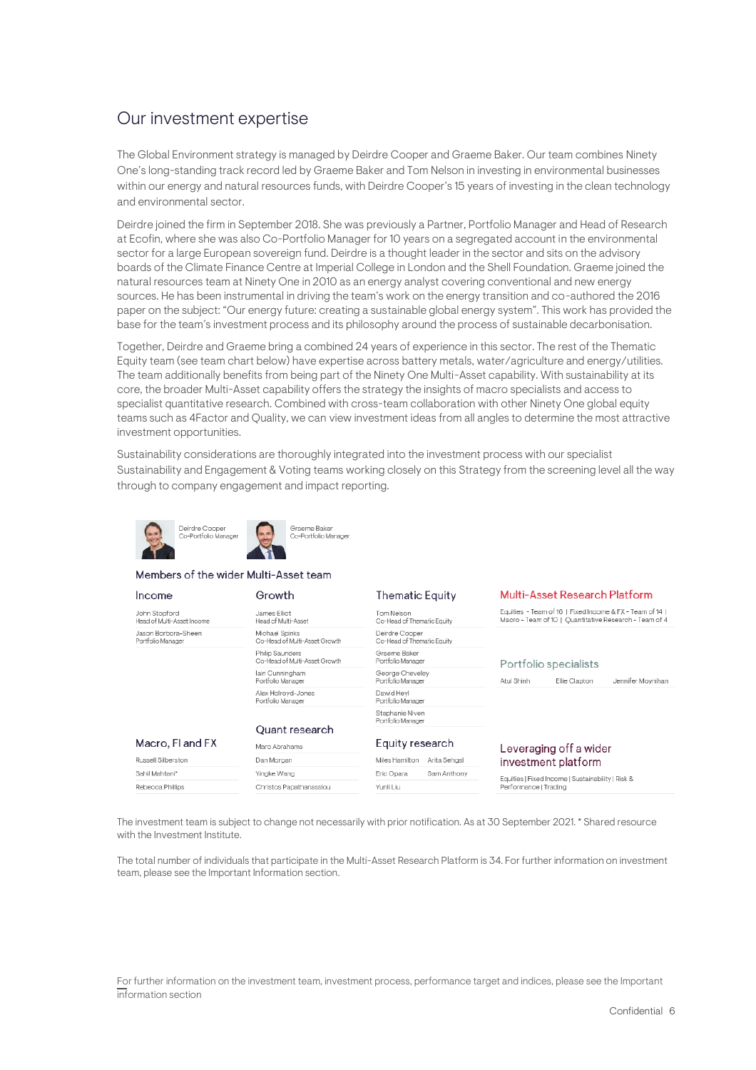## Our investment expertise

The Global Environment strategy is managed by Deirdre Cooper and Graeme Baker. Our team combines Ninety One's long-standing track record led by Graeme Baker and Tom Nelson in investing in environmental businesses within our energy and natural resources funds, with Deirdre Cooper's 15 years of investing in the clean technology and environmental sector.

Deirdre joined the firm in September 2018. She was previously a Partner, Portfolio Manager and Head of Research at Ecofin, where she was also Co-Portfolio Manager for 10 years on a segregated account in the environmental sector for a large European sovereign fund. Deirdre is a thought leader in the sector and sits on the advisory boards of the Climate Finance Centre at Imperial College in London and the Shell Foundation. Graeme joined the natural resources team at Ninety One in 2010 as an energy analyst covering conventional and new energy sources. He has been instrumental in driving the team's work on the energy transition and co-authored the 2016 paper on the subject: "Our energy future: creating a sustainable global energy system". This work has provided the base for the team's investment process and its philosophy around the process of sustainable decarbonisation.

Together, Deirdre and Graeme bring a combined 24 years of experience in this sector. The rest of the Thematic Equity team (see team chart below) have expertise across battery metals, water/agriculture and energy/utilities. The team additionally benefits from being part of the Ninety One Multi-Asset capability. With sustainability at its core, the broader Multi-Asset capability offers the strategy the insights of macro specialists and access to specialist quantitative research. Combined with cross-team collaboration with other Ninety One global equity teams such as 4Factor and Quality, we can view investment ideas from all angles to determine the most attractive investment opportunities.

Sustainability considerations are thoroughly integrated into the investment process with our specialist Sustainability and Engagement & Voting teams working closely on this Strategy from the screening level all the way through to company engagement and impact reporting.

Deirdre Cooper – Co-Portfolio Manager

Graeme Baker – Co-Portfolio Manager

### Members of the wider Multi-Asset team

**Income**
- John Stopford – Head of Multi-Asset Income
- Jason Borbora-Sheen – Portfolio Manager

**Growth**
- James Elliot – Head of Multi-Asset
- Michael Spinks – Co-Head of Multi-Asset Growth
- Philip Saunders – Co-Head of Multi-Asset Growth
- Iain Cunningham – Portfolio Manager
- Alex Holroyd-Jones – Portfolio Manager

**Thematic Equity**
- Tom Nelson – Co-Head of Thematic Equity
- Deirdre Cooper – Co-Head of Thematic Equity
- Graeme Baker – Portfolio Manager
- George Cheveley – Portfolio Manager
- Dawid Heyl – Portfolio Manager
- Stephanie Niven – Portfolio Manager

**Multi-Asset Research Platform**

Equities - Team of 16 | Fixed Income & FX - Team of 14 | Macro - Team of 10 | Quantitative Research - Team of 4

**Portfolio specialists**
- Atul Shinh
- Ellie Clapton
- Jennifer Moynihan

**Macro, FI and FX**
- Russell Silberston
- Sahil Mahtani*
- Rebecca Phillips

**Quant research**
- Marc Abrahams
- Dan Morgan
- Yingke Wang
- Christos Papathanassiou

**Equity research**
- Miles Hamilton
- Arita Sehgal
- Eric Opara
- Sam Anthony
- Yunli Liu

**Leveraging off a wider investment platform**

Equities | Fixed Income | Sustainability | Risk & Performance | Trading

The investment team is subject to change not necessarily with prior notification. As at 30 September 2021. * Shared resource with the Investment Institute.

The total number of individuals that participate in the Multi-Asset Research Platform is 34. For further information on investment team, please see the Important Information section.

For further information on the investment team, investment process, performance target and indices, please see the Important information section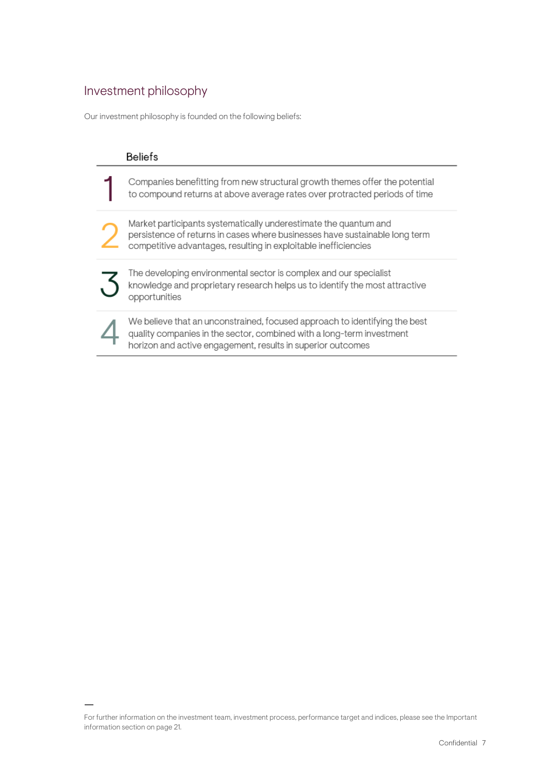## Investment philosophy

Our investment philosophy is founded on the following beliefs:

| | Beliefs |
|---|---|
| 1 | Companies benefitting from new structural growth themes offer the potential to compound returns at above average rates over protracted periods of time |
| 2 | Market participants systematically underestimate the quantum and persistence of returns in cases where businesses have sustainable long term competitive advantages, resulting in exploitable inefficiencies |
| 3 | The developing environmental sector is complex and our specialist knowledge and proprietary research helps us to identify the most attractive opportunities |
| 4 | We believe that an unconstrained, focused approach to identifying the best quality companies in the sector, combined with a long-term investment horizon and active engagement, results in superior outcomes |

—

For further information on the investment team, investment process, performance target and indices, please see the Important information section on page 21.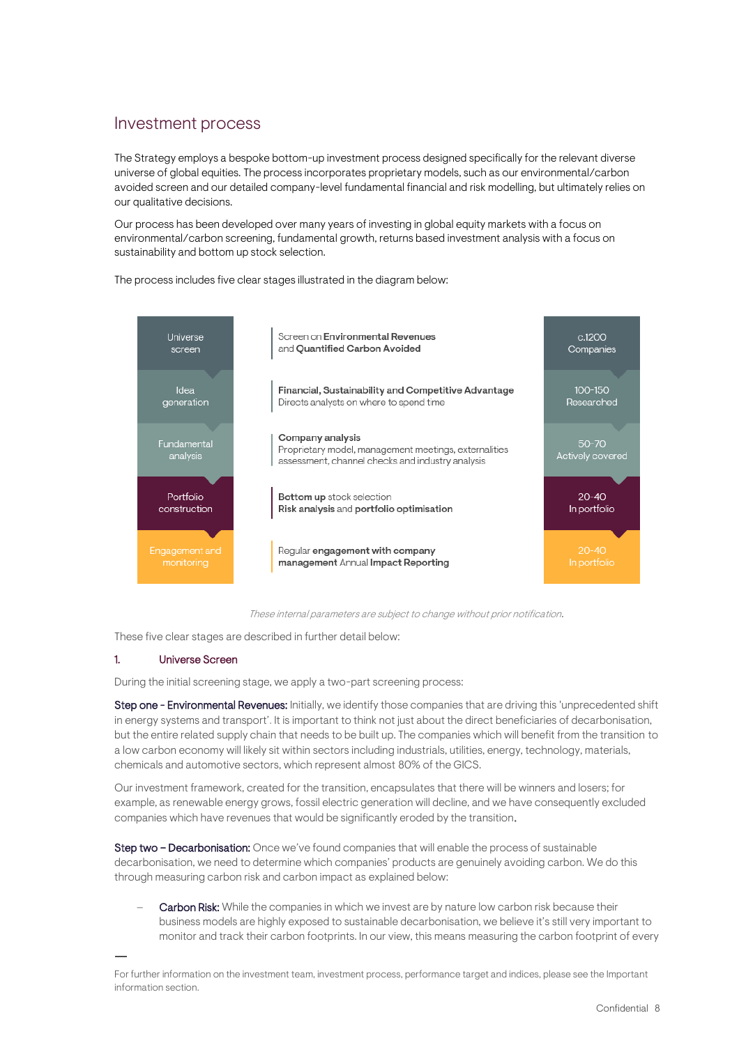## Investment process

The Strategy employs a bespoke bottom-up investment process designed specifically for the relevant diverse universe of global equities. The process incorporates proprietary models, such as our environmental/carbon avoided screen and our detailed company-level fundamental financial and risk modelling, but ultimately relies on our qualitative decisions.

Our process has been developed over many years of investing in global equity markets with a focus on environmental/carbon screening, fundamental growth, returns based investment analysis with a focus on sustainability and bottom up stock selection.

The process includes five clear stages illustrated in the diagram below:

| Stage | Description | Coverage |
|---|---|---|
| Universe screen | Screen on **Environmental Revenues** and **Quantified Carbon Avoided** | c.1200 Companies |
| Idea generation | **Financial, Sustainability and Competitive Advantage** Directs analysts on where to spend time | 100-150 Researched |
| Fundamental analysis | **Company analysis** Proprietary model, management meetings, externalities assessment, channel checks and industry analysis | 50-70 Actively covered |
| Portfolio construction | **Bottom up** stock selection **Risk analysis** and **portfolio optimisation** | 20-40 In portfolio |
| Engagement and monitoring | Regular **engagement with company management** Annual **Impact Reporting** | 20-40 In portfolio |

*These internal parameters are subject to change without prior notification.*

These five clear stages are described in further detail below:

### 1. Universe Screen

During the initial screening stage, we apply a two-part screening process:

**Step one - Environmental Revenues:** Initially, we identify those companies that are driving this 'unprecedented shift in energy systems and transport'. It is important to think not just about the direct beneficiaries of decarbonisation, but the entire related supply chain that needs to be built up. The companies which will benefit from the transition to a low carbon economy will likely sit within sectors including industrials, utilities, energy, technology, materials, chemicals and automotive sectors, which represent almost 80% of the GICS.

Our investment framework, created for the transition, encapsulates that there will be winners and losers; for example, as renewable energy grows, fossil electric generation will decline, and we have consequently excluded companies which have revenues that would be significantly eroded by the transition.

**Step two – Decarbonisation:** Once we've found companies that will enable the process of sustainable decarbonisation, we need to determine which companies' products are genuinely avoiding carbon. We do this through measuring carbon risk and carbon impact as explained below:

- **Carbon Risk:** While the companies in which we invest are by nature low carbon risk because their business models are highly exposed to sustainable decarbonisation, we believe it's still very important to monitor and track their carbon footprints. In our view, this means measuring the carbon footprint of every

---

For further information on the investment team, investment process, performance target and indices, please see the Important information section.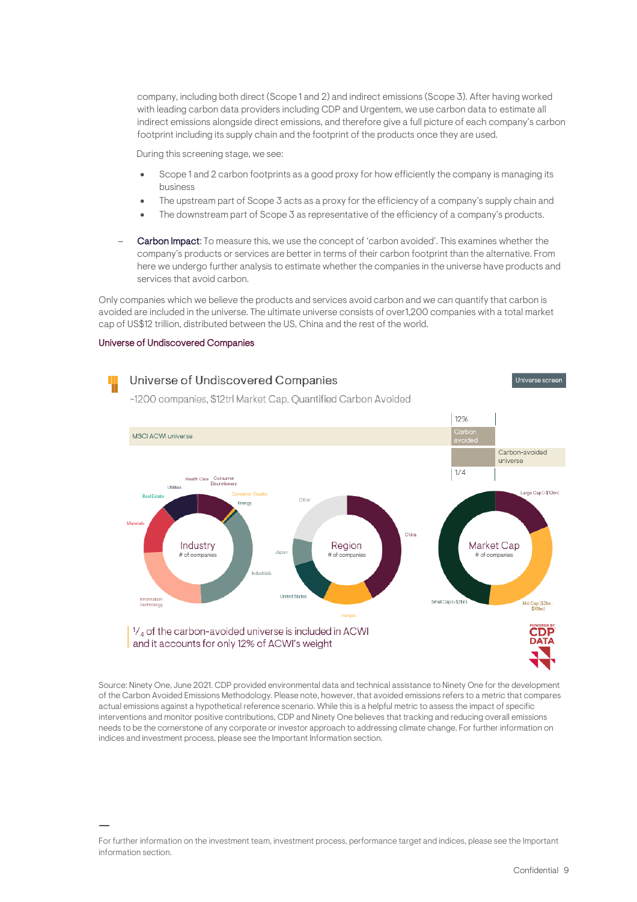company, including both direct (Scope 1 and 2) and indirect emissions (Scope 3). After having worked with leading carbon data providers including CDP and Urgentem, we use carbon data to estimate all indirect emissions alongside direct emissions, and therefore give a full picture of each company's carbon footprint including its supply chain and the footprint of the products once they are used.

During this screening stage, we see:

- Scope 1 and 2 carbon footprints as a good proxy for how efficiently the company is managing its business
- The upstream part of Scope 3 acts as a proxy for the efficiency of a company's supply chain and
- The downstream part of Scope 3 as representative of the efficiency of a company's products.

– **Carbon Impact**: To measure this, we use the concept of 'carbon avoided'. This examines whether the company's products or services are better in terms of their carbon footprint than the alternative. From here we undergo further analysis to estimate whether the companies in the universe have products and services that avoid carbon.

Only companies which we believe the products and services avoid carbon and we can quantify that carbon is avoided are included in the universe. The ultimate universe consists of over1,200 companies with a total market cap of US$12 trillion, distributed between the US, China and the rest of the world.

**Universe of Undiscovered Companies**

## Universe of Undiscovered Companies

~1200 companies, $12trl Market Cap, Quantified Carbon Avoided

Universe screen

MSCI ACWI universe | 12% Carbon avoided | Carbon-avoided universe | 1/4

Industry (# of companies): Health Care, Consumer Discretionary, Consumer Staples, Energy, Industrials, Information Technology, Materials, Real Estate, Utilities

Region (# of companies): China, Europe, United States, Japan, Other

Market Cap (# of companies): Large Cap (>$10bn), Mid Cap ($2bn - $10bn), Small Cap (<$2bn)

$^1/_4$ of the carbon-avoided universe is included in ACWI and it accounts for only 12% of ACWI's weight

POWERED BY CDP DATA

Source: Ninety One, June 2021. CDP provided environmental data and technical assistance to Ninety One for the development of the Carbon Avoided Emissions Methodology. Please note, however, that avoided emissions refers to a metric that compares actual emissions against a hypothetical reference scenario. While this is a helpful metric to assess the impact of specific interventions and monitor positive contributions, CDP and Ninety One believes that tracking and reducing overall emissions needs to be the cornerstone of any corporate or investor approach to addressing climate change. For further information on indices and investment process, please see the Important Information section.

—

For further information on the investment team, investment process, performance target and indices, please see the Important information section.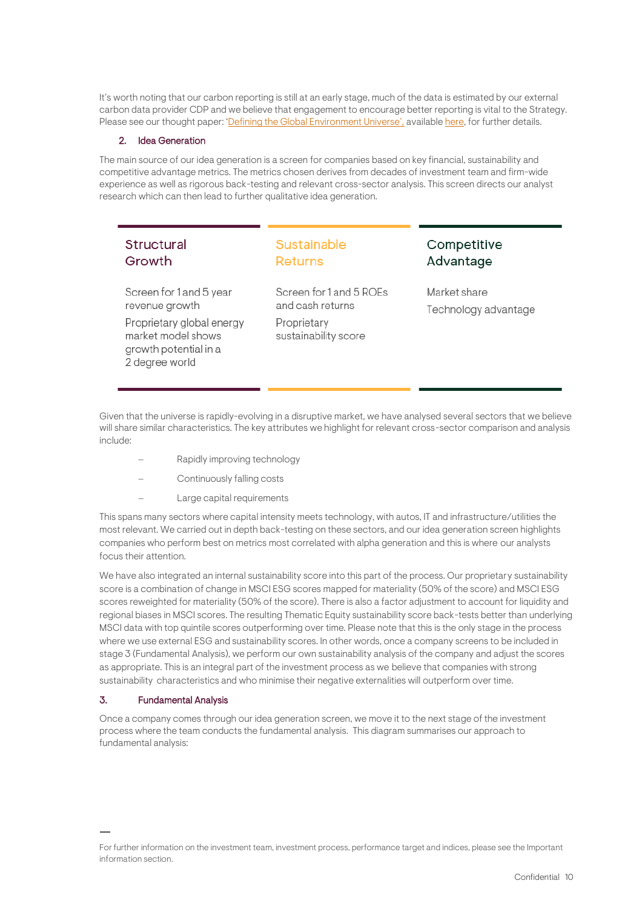It's worth noting that our carbon reporting is still at an early stage, much of the data is estimated by our external carbon data provider CDP and we believe that engagement to encourage better reporting is vital to the Strategy. Please see our thought paper: 'Defining the Global Environment Universe', available here, for further details.

## 2. Idea Generation

The main source of our idea generation is a screen for companies based on key financial, sustainability and competitive advantage metrics. The metrics chosen derives from decades of investment team and firm-wide experience as well as rigorous back-testing and relevant cross-sector analysis. This screen directs our analyst research which can then lead to further qualitative idea generation.

| Structural Growth | Sustainable Returns | Competitive Advantage |
|---|---|---|
| Screen for 1 and 5 year revenue growth | Screen for 1 and 5 ROEs and cash returns | Market share |
| Proprietary global energy market model shows growth potential in a 2 degree world | Proprietary sustainability score | Technology advantage |

Given that the universe is rapidly-evolving in a disruptive market, we have analysed several sectors that we believe will share similar characteristics. The key attributes we highlight for relevant cross-sector comparison and analysis include:

- Rapidly improving technology
- Continuously falling costs
- Large capital requirements

This spans many sectors where capital intensity meets technology, with autos, IT and infrastructure/utilities the most relevant. We carried out in depth back-testing on these sectors, and our idea generation screen highlights companies who perform best on metrics most correlated with alpha generation and this is where our analysts focus their attention.

We have also integrated an internal sustainability score into this part of the process. Our proprietary sustainability score is a combination of change in MSCI ESG scores mapped for materiality (50% of the score) and MSCI ESG scores reweighted for materiality (50% of the score). There is also a factor adjustment to account for liquidity and regional biases in MSCI scores. The resulting Thematic Equity sustainability score back-tests better than underlying MSCI data with top quintile scores outperforming over time. Please note that this is the only stage in the process where we use external ESG and sustainability scores. In other words, once a company screens to be included in stage 3 (Fundamental Analysis), we perform our own sustainability analysis of the company and adjust the scores as appropriate. This is an integral part of the investment process as we believe that companies with strong sustainability characteristics and who minimise their negative externalities will outperform over time.

## 3. Fundamental Analysis

Once a company comes through our idea generation screen, we move it to the next stage of the investment process where the team conducts the fundamental analysis. This diagram summarises our approach to fundamental analysis:

For further information on the investment team, investment process, performance target and indices, please see the Important information section.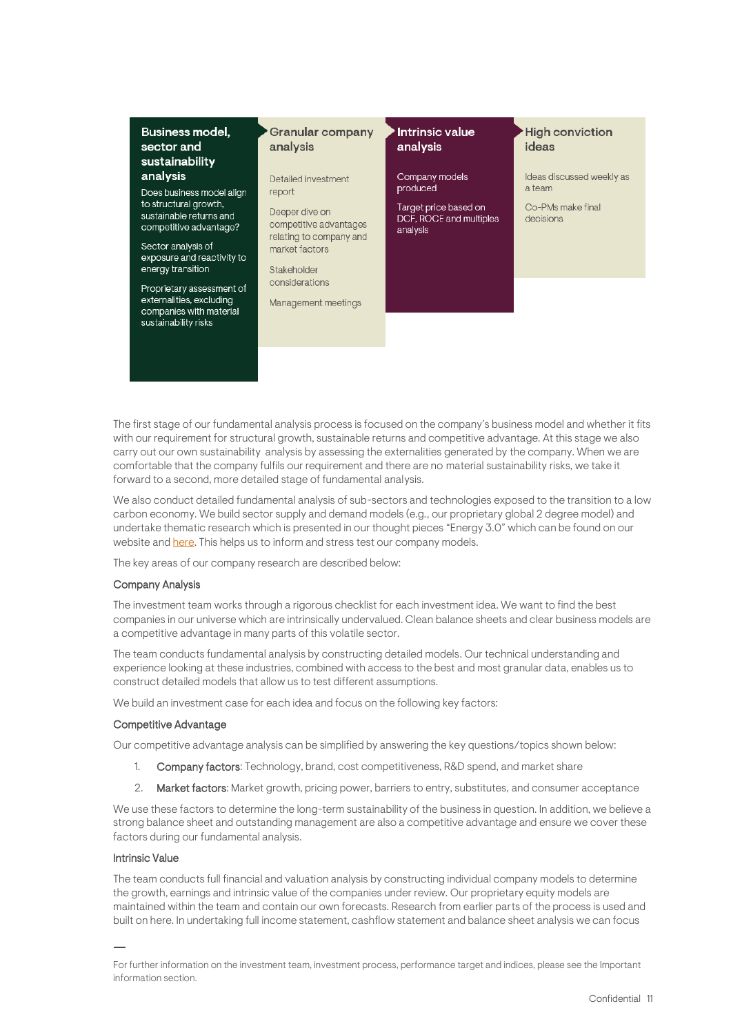**Business model, sector and sustainability analysis**

Does business model align to structural growth, sustainable returns and competitive advantage?

Sector analysis of exposure and reactivity to energy transition

Proprietary assessment of externalities, excluding companies with material sustainability risks

**Granular company analysis**

Detailed investment report

Deeper dive on competitive advantages relating to company and market factors

Stakeholder considerations

Management meetings

**Intrinsic value analysis**

Company models produced

Target price based on DCF, ROCE and multiples analysis

**High conviction ideas**

Ideas discussed weekly as a team

Co-PMs make final decisions

The first stage of our fundamental analysis process is focused on the company's business model and whether it fits with our requirement for structural growth, sustainable returns and competitive advantage. At this stage we also carry out our own sustainability analysis by assessing the externalities generated by the company. When we are comfortable that the company fulfils our requirement and there are no material sustainability risks, we take it forward to a second, more detailed stage of fundamental analysis.

We also conduct detailed fundamental analysis of sub-sectors and technologies exposed to the transition to a low carbon economy. We build sector supply and demand models (e.g., our proprietary global 2 degree model) and undertake thematic research which is presented in our thought pieces "Energy 3.0" which can be found on our website and here. This helps us to inform and stress test our company models.

The key areas of our company research are described below:

### Company Analysis

The investment team works through a rigorous checklist for each investment idea. We want to find the best companies in our universe which are intrinsically undervalued. Clean balance sheets and clear business models are a competitive advantage in many parts of this volatile sector.

The team conducts fundamental analysis by constructing detailed models. Our technical understanding and experience looking at these industries, combined with access to the best and most granular data, enables us to construct detailed models that allow us to test different assumptions.

We build an investment case for each idea and focus on the following key factors:

### Competitive Advantage

Our competitive advantage analysis can be simplified by answering the key questions/topics shown below:

1. **Company factors**: Technology, brand, cost competitiveness, R&D spend, and market share
2. **Market factors**: Market growth, pricing power, barriers to entry, substitutes, and consumer acceptance

We use these factors to determine the long-term sustainability of the business in question. In addition, we believe a strong balance sheet and outstanding management are also a competitive advantage and ensure we cover these factors during our fundamental analysis.

### Intrinsic Value

The team conducts full financial and valuation analysis by constructing individual company models to determine the growth, earnings and intrinsic value of the companies under review. Our proprietary equity models are maintained within the team and contain our own forecasts. Research from earlier parts of the process is used and built on here. In undertaking full income statement, cashflow statement and balance sheet analysis we can focus

—

For further information on the investment team, investment process, performance target and indices, please see the Important information section.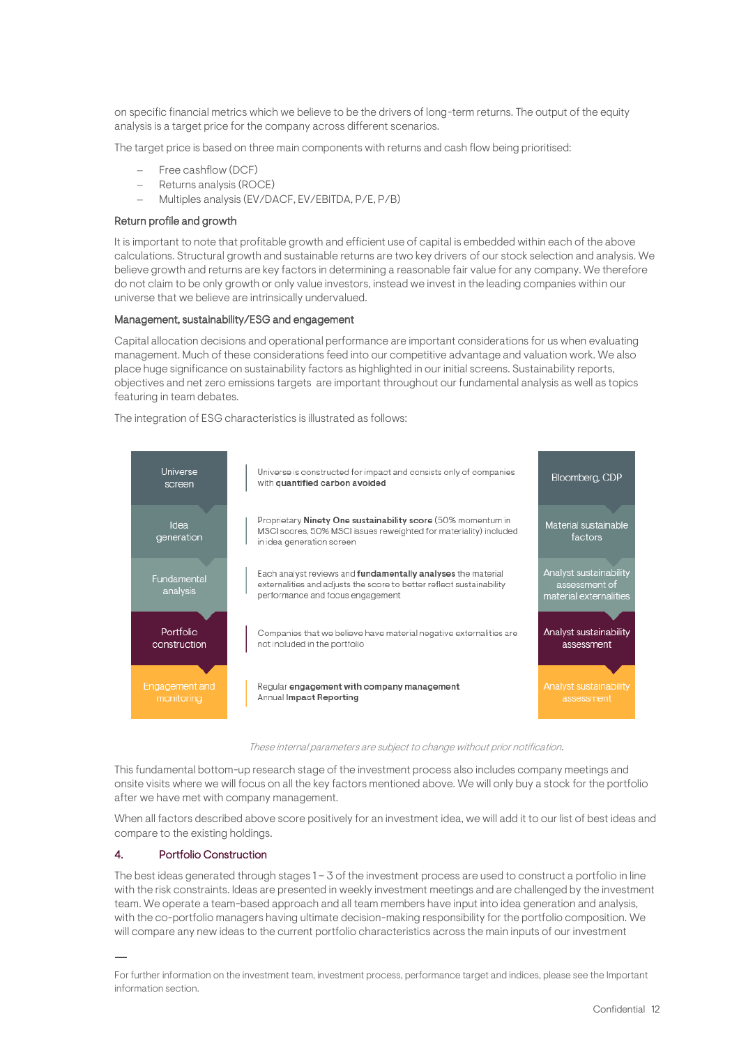on specific financial metrics which we believe to be the drivers of long-term returns. The output of the equity analysis is a target price for the company across different scenarios.

The target price is based on three main components with returns and cash flow being prioritised:

- Free cashflow (DCF)
- Returns analysis (ROCE)
- Multiples analysis (EV/DACF, EV/EBITDA, P/E, P/B)

### Return profile and growth

It is important to note that profitable growth and efficient use of capital is embedded within each of the above calculations. Structural growth and sustainable returns are two key drivers of our stock selection and analysis. We believe growth and returns are key factors in determining a reasonable fair value for any company. We therefore do not claim to be only growth or only value investors, instead we invest in the leading companies within our universe that we believe are intrinsically undervalued.

### Management, sustainability/ESG and engagement

Capital allocation decisions and operational performance are important considerations for us when evaluating management. Much of these considerations feed into our competitive advantage and valuation work. We also place huge significance on sustainability factors as highlighted in our initial screens. Sustainability reports, objectives and net zero emissions targets are important throughout our fundamental analysis as well as topics featuring in team debates.

The integration of ESG characteristics is illustrated as follows:

| Stage | Description | Input |
|---|---|---|
| Universe screen | Universe is constructed for impact and consists only of companies with **quantified carbon avoided** | Bloomberg, CDP |
| Idea generation | Proprietary **Ninety One sustainability score** (50% momentum in MSCI scores, 50% MSCI issues reweighted for materiality) included in idea generation screen | Material sustainable factors |
| Fundamental analysis | Each analyst reviews and **fundamentally analyses** the material externalities and adjusts the score to better reflect sustainability performance and focus engagement | Analyst sustainability assessment of material externalities |
| Portfolio construction | Companies that we believe have material negative externalities are not included in the portfolio | Analyst sustainability assessment |
| Engagement and monitoring | Regular **engagement with company management**<br>Annual **Impact Reporting** | Analyst sustainability assessment |

*These internal parameters are subject to change without prior notification.*

This fundamental bottom-up research stage of the investment process also includes company meetings and onsite visits where we will focus on all the key factors mentioned above. We will only buy a stock for the portfolio after we have met with company management.

When all factors described above score positively for an investment idea, we will add it to our list of best ideas and compare to the existing holdings.

## 4. Portfolio Construction

The best ideas generated through stages 1 – 3 of the investment process are used to construct a portfolio in line with the risk constraints. Ideas are presented in weekly investment meetings and are challenged by the investment team. We operate a team-based approach and all team members have input into idea generation and analysis, with the co-portfolio managers having ultimate decision-making responsibility for the portfolio composition. We will compare any new ideas to the current portfolio characteristics across the main inputs of our investment

For further information on the investment team, investment process, performance target and indices, please see the Important information section.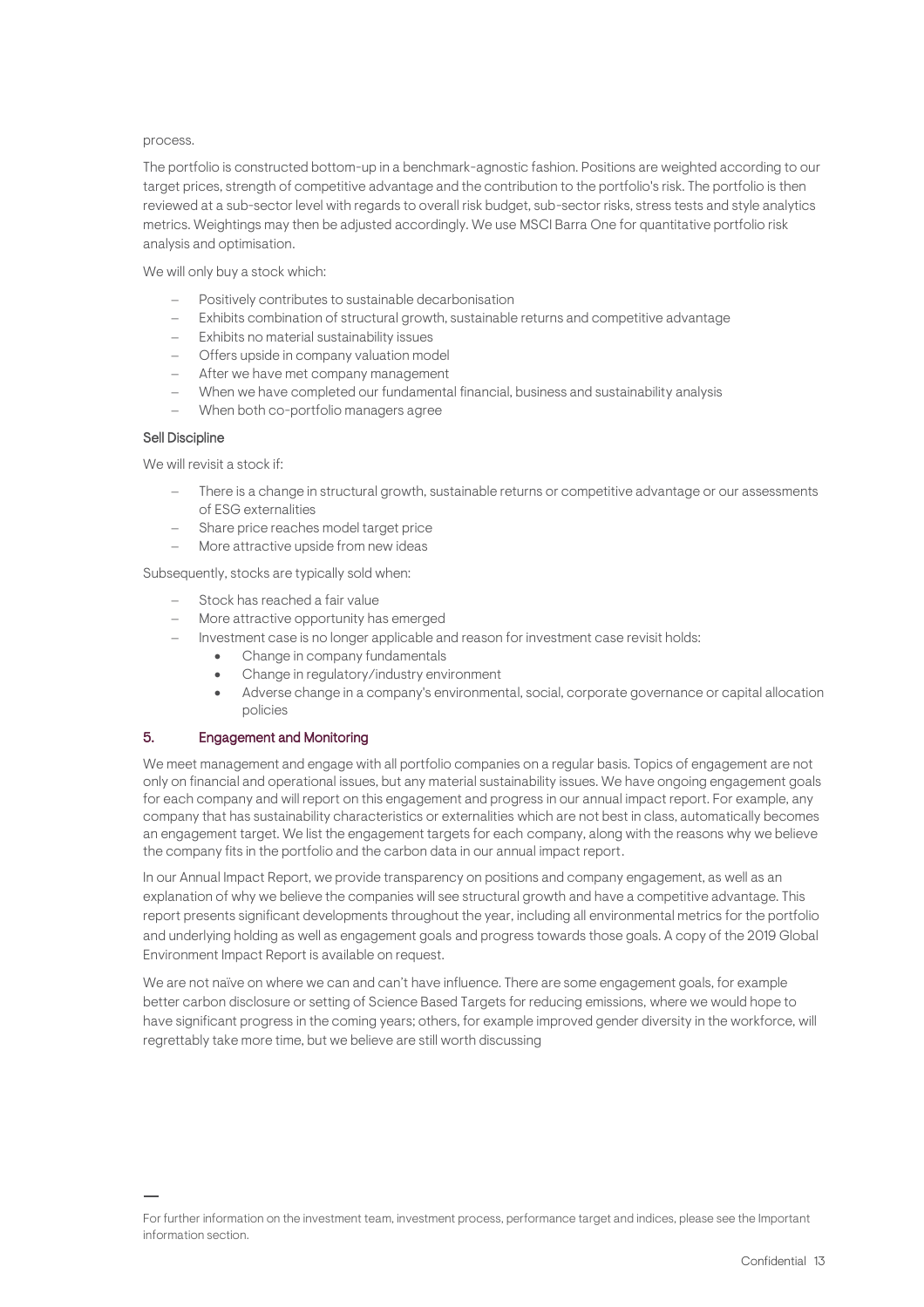process.

The portfolio is constructed bottom-up in a benchmark-agnostic fashion. Positions are weighted according to our target prices, strength of competitive advantage and the contribution to the portfolio's risk. The portfolio is then reviewed at a sub-sector level with regards to overall risk budget, sub-sector risks, stress tests and style analytics metrics. Weightings may then be adjusted accordingly. We use MSCI Barra One for quantitative portfolio risk analysis and optimisation.

We will only buy a stock which:

- Positively contributes to sustainable decarbonisation
- Exhibits combination of structural growth, sustainable returns and competitive advantage
- Exhibits no material sustainability issues
- Offers upside in company valuation model
- After we have met company management
- When we have completed our fundamental financial, business and sustainability analysis
- When both co-portfolio managers agree

### Sell Discipline

We will revisit a stock if:

- There is a change in structural growth, sustainable returns or competitive advantage or our assessments of ESG externalities
- Share price reaches model target price
- More attractive upside from new ideas

Subsequently, stocks are typically sold when:

- Stock has reached a fair value
- More attractive opportunity has emerged
- Investment case is no longer applicable and reason for investment case revisit holds:
  - Change in company fundamentals
  - Change in regulatory/industry environment
  - Adverse change in a company's environmental, social, corporate governance or capital allocation policies

## 5. Engagement and Monitoring

We meet management and engage with all portfolio companies on a regular basis. Topics of engagement are not only on financial and operational issues, but any material sustainability issues. We have ongoing engagement goals for each company and will report on this engagement and progress in our annual impact report. For example, any company that has sustainability characteristics or externalities which are not best in class, automatically becomes an engagement target. We list the engagement targets for each company, along with the reasons why we believe the company fits in the portfolio and the carbon data in our annual impact report.

In our Annual Impact Report, we provide transparency on positions and company engagement, as well as an explanation of why we believe the companies will see structural growth and have a competitive advantage. This report presents significant developments throughout the year, including all environmental metrics for the portfolio and underlying holding as well as engagement goals and progress towards those goals. A copy of the 2019 Global Environment Impact Report is available on request.

We are not naïve on where we can and can't have influence. There are some engagement goals, for example better carbon disclosure or setting of Science Based Targets for reducing emissions, where we would hope to have significant progress in the coming years; others, for example improved gender diversity in the workforce, will regrettably take more time, but we believe are still worth discussing

For further information on the investment team, investment process, performance target and indices, please see the Important information section.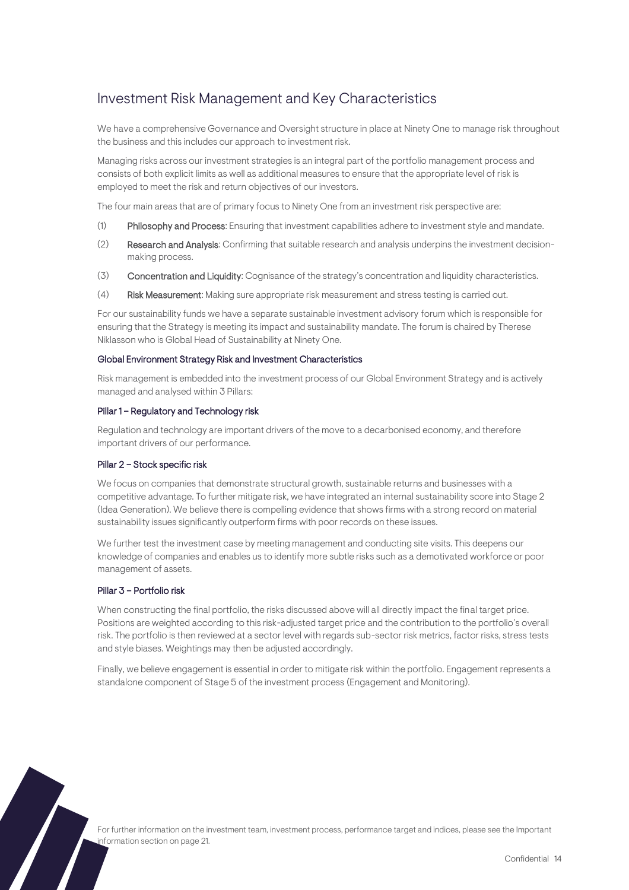# Investment Risk Management and Key Characteristics

We have a comprehensive Governance and Oversight structure in place at Ninety One to manage risk throughout the business and this includes our approach to investment risk.

Managing risks across our investment strategies is an integral part of the portfolio management process and consists of both explicit limits as well as additional measures to ensure that the appropriate level of risk is employed to meet the risk and return objectives of our investors.

The four main areas that are of primary focus to Ninety One from an investment risk perspective are:

(1) **Philosophy and Process**: Ensuring that investment capabilities adhere to investment style and mandate.

(2) **Research and Analysis**: Confirming that suitable research and analysis underpins the investment decision-making process.

(3) **Concentration and Liquidity**: Cognisance of the strategy's concentration and liquidity characteristics.

(4) **Risk Measurement**: Making sure appropriate risk measurement and stress testing is carried out.

For our sustainability funds we have a separate sustainable investment advisory forum which is responsible for ensuring that the Strategy is meeting its impact and sustainability mandate. The forum is chaired by Therese Niklasson who is Global Head of Sustainability at Ninety One.

### Global Environment Strategy Risk and Investment Characteristics

Risk management is embedded into the investment process of our Global Environment Strategy and is actively managed and analysed within 3 Pillars:

#### Pillar 1 – Regulatory and Technology risk

Regulation and technology are important drivers of the move to a decarbonised economy, and therefore important drivers of our performance.

#### Pillar 2 – Stock specific risk

We focus on companies that demonstrate structural growth, sustainable returns and businesses with a competitive advantage. To further mitigate risk, we have integrated an internal sustainability score into Stage 2 (Idea Generation). We believe there is compelling evidence that shows firms with a strong record on material sustainability issues significantly outperform firms with poor records on these issues.

We further test the investment case by meeting management and conducting site visits. This deepens our knowledge of companies and enables us to identify more subtle risks such as a demotivated workforce or poor management of assets.

#### Pillar 3 – Portfolio risk

When constructing the final portfolio, the risks discussed above will all directly impact the final target price. Positions are weighted according to this risk-adjusted target price and the contribution to the portfolio's overall risk. The portfolio is then reviewed at a sector level with regards sub-sector risk metrics, factor risks, stress tests and style biases. Weightings may then be adjusted accordingly.

Finally, we believe engagement is essential in order to mitigate risk within the portfolio. Engagement represents a standalone component of Stage 5 of the investment process (Engagement and Monitoring).

For further information on the investment team, investment process, performance target and indices, please see the Important information section on page 21.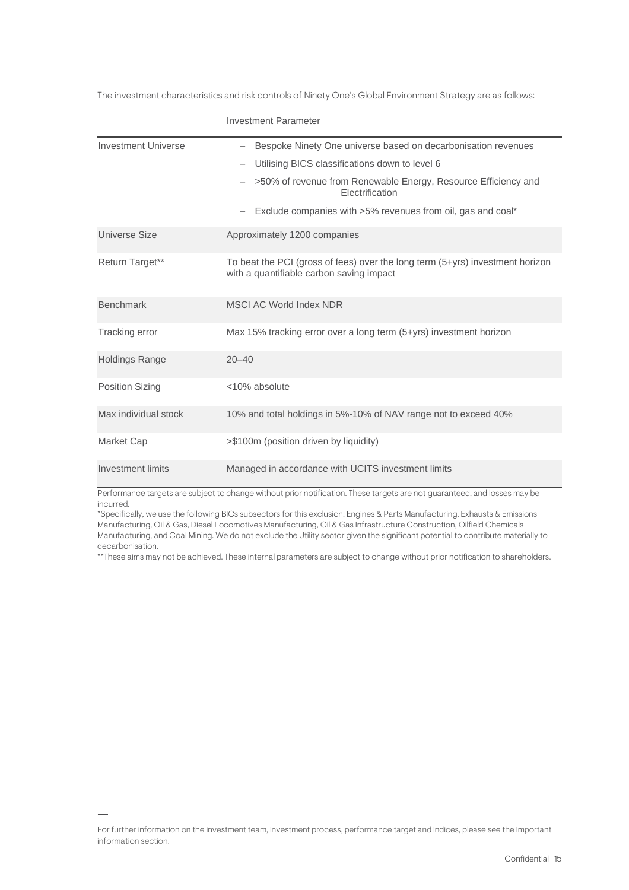The investment characteristics and risk controls of Ninety One's Global Environment Strategy are as follows:

| | Investment Parameter |
|---|---|
| Investment Universe | – Bespoke Ninety One universe based on decarbonisation revenues<br>– Utilising BICS classifications down to level 6<br>– >50% of revenue from Renewable Energy, Resource Efficiency and Electrification<br>– Exclude companies with >5% revenues from oil, gas and coal* |
| Universe Size | Approximately 1200 companies |
| Return Target** | To beat the PCI (gross of fees) over the long term (5+yrs) investment horizon with a quantifiable carbon saving impact |
| Benchmark | MSCI AC World Index NDR |
| Tracking error | Max 15% tracking error over a long term (5+yrs) investment horizon |
| Holdings Range | 20–40 |
| Position Sizing | <10% absolute |
| Max individual stock | 10% and total holdings in 5%-10% of NAV range not to exceed 40% |
| Market Cap | >$100m (position driven by liquidity) |
| Investment limits | Managed in accordance with UCITS investment limits |

Performance targets are subject to change without prior notification. These targets are not guaranteed, and losses may be incurred.

*Specifically, we use the following BICs subsectors for this exclusion: Engines & Parts Manufacturing, Exhausts & Emissions Manufacturing, Oil & Gas, Diesel Locomotives Manufacturing, Oil & Gas Infrastructure Construction, Oilfield Chemicals Manufacturing, and Coal Mining. We do not exclude the Utility sector given the significant potential to contribute materially to decarbonisation.

**These aims may not be achieved. These internal parameters are subject to change without prior notification to shareholders.

For further information on the investment team, investment process, performance target and indices, please see the Important information section.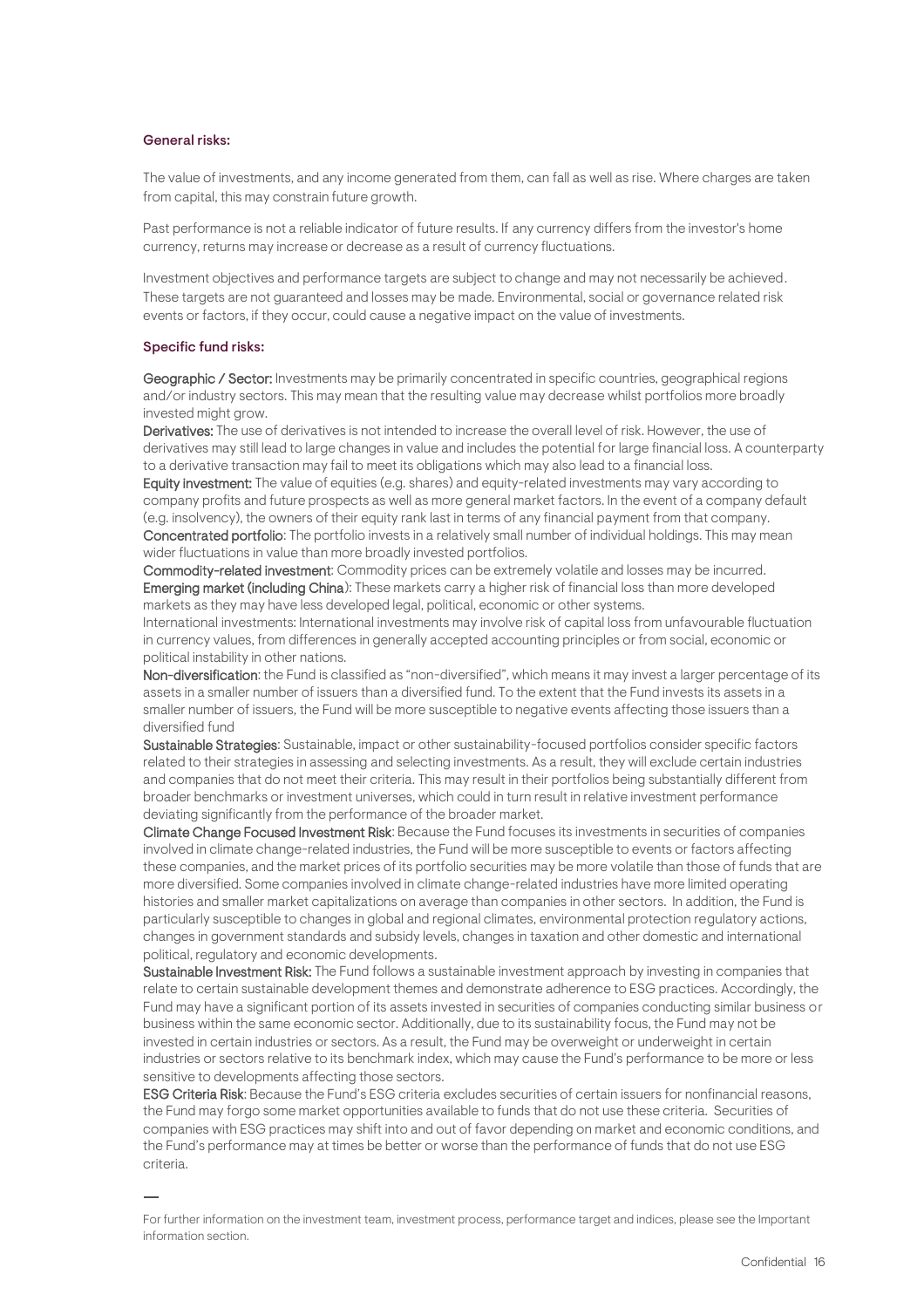#### General risks:

The value of investments, and any income generated from them, can fall as well as rise. Where charges are taken from capital, this may constrain future growth.

Past performance is not a reliable indicator of future results. If any currency differs from the investor's home currency, returns may increase or decrease as a result of currency fluctuations.

Investment objectives and performance targets are subject to change and may not necessarily be achieved. These targets are not guaranteed and losses may be made. Environmental, social or governance related risk events or factors, if they occur, could cause a negative impact on the value of investments.

#### Specific fund risks:

**Geographic / Sector:** Investments may be primarily concentrated in specific countries, geographical regions and/or industry sectors. This may mean that the resulting value may decrease whilst portfolios more broadly invested might grow.

**Derivatives:** The use of derivatives is not intended to increase the overall level of risk. However, the use of derivatives may still lead to large changes in value and includes the potential for large financial loss. A counterparty to a derivative transaction may fail to meet its obligations which may also lead to a financial loss.

**Equity investment:** The value of equities (e.g. shares) and equity-related investments may vary according to company profits and future prospects as well as more general market factors. In the event of a company default (e.g. insolvency), the owners of their equity rank last in terms of any financial payment from that company.

**Concentrated portfolio**: The portfolio invests in a relatively small number of individual holdings. This may mean wider fluctuations in value than more broadly invested portfolios.

**Commodity-related investment**: Commodity prices can be extremely volatile and losses may be incurred.

**Emerging market (including China)**: These markets carry a higher risk of financial loss than more developed markets as they may have less developed legal, political, economic or other systems.

International investments: International investments may involve risk of capital loss from unfavourable fluctuation in currency values, from differences in generally accepted accounting principles or from social, economic or political instability in other nations.

**Non-diversification**: the Fund is classified as "non-diversified", which means it may invest a larger percentage of its assets in a smaller number of issuers than a diversified fund. To the extent that the Fund invests its assets in a smaller number of issuers, the Fund will be more susceptible to negative events affecting those issuers than a diversified fund

**Sustainable Strategies**: Sustainable, impact or other sustainability-focused portfolios consider specific factors related to their strategies in assessing and selecting investments. As a result, they will exclude certain industries and companies that do not meet their criteria. This may result in their portfolios being substantially different from broader benchmarks or investment universes, which could in turn result in relative investment performance deviating significantly from the performance of the broader market.

**Climate Change Focused Investment Risk**: Because the Fund focuses its investments in securities of companies involved in climate change-related industries, the Fund will be more susceptible to events or factors affecting these companies, and the market prices of its portfolio securities may be more volatile than those of funds that are more diversified. Some companies involved in climate change-related industries have more limited operating histories and smaller market capitalizations on average than companies in other sectors. In addition, the Fund is particularly susceptible to changes in global and regional climates, environmental protection regulatory actions, changes in government standards and subsidy levels, changes in taxation and other domestic and international political, regulatory and economic developments.

**Sustainable Investment Risk:** The Fund follows a sustainable investment approach by investing in companies that relate to certain sustainable development themes and demonstrate adherence to ESG practices. Accordingly, the Fund may have a significant portion of its assets invested in securities of companies conducting similar business or business within the same economic sector. Additionally, due to its sustainability focus, the Fund may not be invested in certain industries or sectors. As a result, the Fund may be overweight or underweight in certain industries or sectors relative to its benchmark index, which may cause the Fund's performance to be more or less sensitive to developments affecting those sectors.

**ESG Criteria Risk**: Because the Fund's ESG criteria excludes securities of certain issuers for nonfinancial reasons, the Fund may forgo some market opportunities available to funds that do not use these criteria. Securities of companies with ESG practices may shift into and out of favor depending on market and economic conditions, and the Fund's performance may at times be better or worse than the performance of funds that do not use ESG criteria.

—

For further information on the investment team, investment process, performance target and indices, please see the Important information section.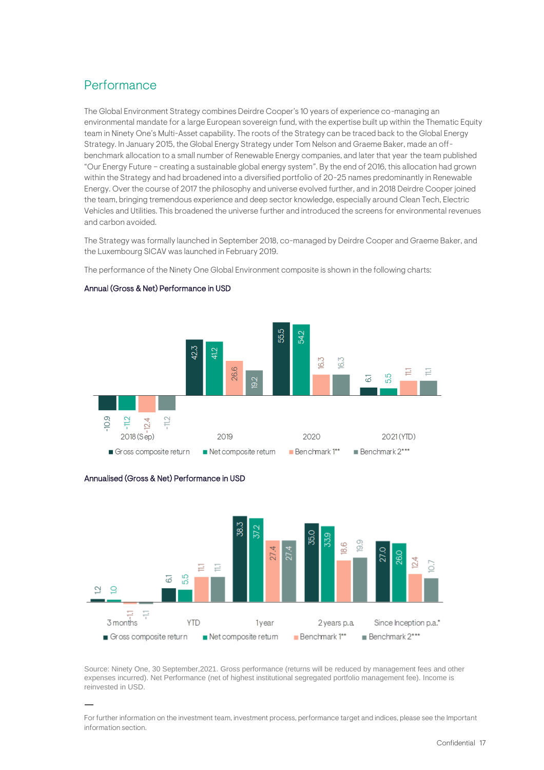## Performance

The Global Environment Strategy combines Deirdre Cooper's 10 years of experience co-managing an environmental mandate for a large European sovereign fund, with the expertise built up within the Thematic Equity team in Ninety One's Multi-Asset capability. The roots of the Strategy can be traced back to the Global Energy Strategy. In January 2015, the Global Energy Strategy under Tom Nelson and Graeme Baker, made an off-benchmark allocation to a small number of Renewable Energy companies, and later that year the team published "Our Energy Future – creating a sustainable global energy system". By the end of 2016, this allocation had grown within the Strategy and had broadened into a diversified portfolio of 20-25 names predominantly in Renewable Energy. Over the course of 2017 the philosophy and universe evolved further, and in 2018 Deirdre Cooper joined the team, bringing tremendous experience and deep sector knowledge, especially around Clean Tech, Electric Vehicles and Utilities. This broadened the universe further and introduced the screens for environmental revenues and carbon avoided.

The Strategy was formally launched in September 2018, co-managed by Deirdre Cooper and Graeme Baker, and the Luxembourg SICAV was launched in February 2019.

The performance of the Ninety One Global Environment composite is shown in the following charts:

Annual (Gross & Net) Performance in USD

| | Gross composite return | Net composite return | Benchmark 1** | Benchmark 2*** |
|---|---|---|---|---|
| 2018 (Sep) | -10.9 | -11.2 | -12.4 | -11.2 |
| 2019 | 42.3 | 41.2 | 26.6 | 19.2 |
| 2020 | 55.5 | 54.2 | 16.3 | 16.3 |
| 2021 (YTD) | 6.1 | 5.5 | 11.1 | 11.1 |

Annualised (Gross & Net) Performance in USD

| | Gross composite return | Net composite return | Benchmark 1** | Benchmark 2*** |
|---|---|---|---|---|
| 3 months | 1.2 | 1.0 | -1.1 | -1.1 |
| YTD | 6.1 | 5.5 | 11.1 | 11.1 |
| 1 year | 38.3 | 37.2 | 27.4 | 27.4 |
| 2 years p.a. | 35.0 | 33.9 | 18.6 | 19.9 |
| Since Inception p.a.* | 27.0 | 26.0 | 12.4 | 10.7 |

Source: Ninety One, 30 September,2021. Gross performance (returns will be reduced by management fees and other expenses incurred). Net Performance (net of highest institutional segregated portfolio management fee). Income is reinvested in USD.

—

For further information on the investment team, investment process, performance target and indices, please see the Important information section.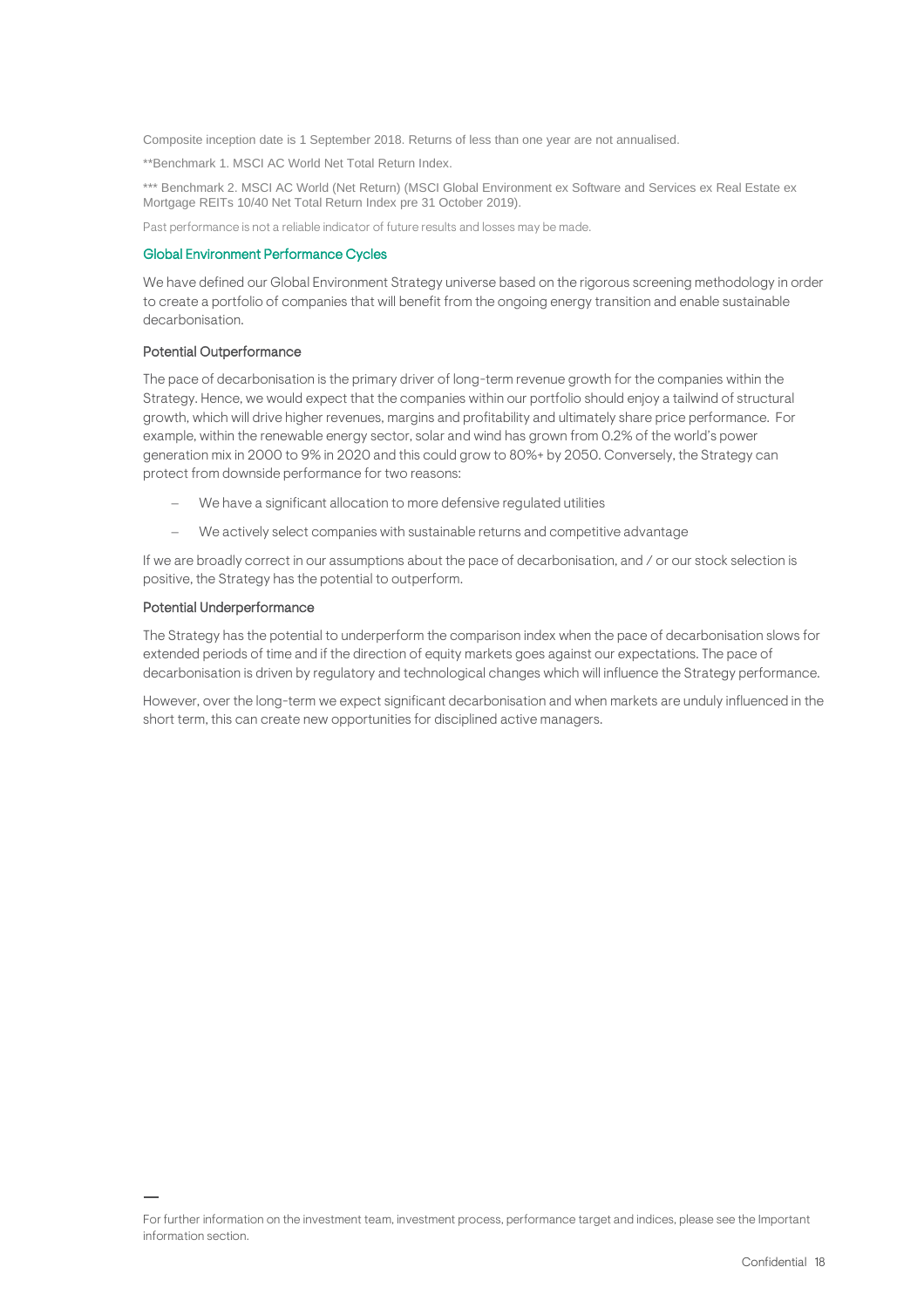Composite inception date is 1 September 2018. Returns of less than one year are not annualised.

**Benchmark 1. MSCI AC World Net Total Return Index.

*** Benchmark 2. MSCI AC World (Net Return) (MSCI Global Environment ex Software and Services ex Real Estate ex Mortgage REITs 10/40 Net Total Return Index pre 31 October 2019).

Past performance is not a reliable indicator of future results and losses may be made.

## Global Environment Performance Cycles

We have defined our Global Environment Strategy universe based on the rigorous screening methodology in order to create a portfolio of companies that will benefit from the ongoing energy transition and enable sustainable decarbonisation.

### Potential Outperformance

The pace of decarbonisation is the primary driver of long-term revenue growth for the companies within the Strategy. Hence, we would expect that the companies within our portfolio should enjoy a tailwind of structural growth, which will drive higher revenues, margins and profitability and ultimately share price performance. For example, within the renewable energy sector, solar and wind has grown from 0.2% of the world's power generation mix in 2000 to 9% in 2020 and this could grow to 80%+ by 2050. Conversely, the Strategy can protect from downside performance for two reasons:

- We have a significant allocation to more defensive regulated utilities
- We actively select companies with sustainable returns and competitive advantage

If we are broadly correct in our assumptions about the pace of decarbonisation, and / or our stock selection is positive, the Strategy has the potential to outperform.

### Potential Underperformance

The Strategy has the potential to underperform the comparison index when the pace of decarbonisation slows for extended periods of time and if the direction of equity markets goes against our expectations. The pace of decarbonisation is driven by regulatory and technological changes which will influence the Strategy performance.

However, over the long-term we expect significant decarbonisation and when markets are unduly influenced in the short term, this can create new opportunities for disciplined active managers.

For further information on the investment team, investment process, performance target and indices, please see the Important information section.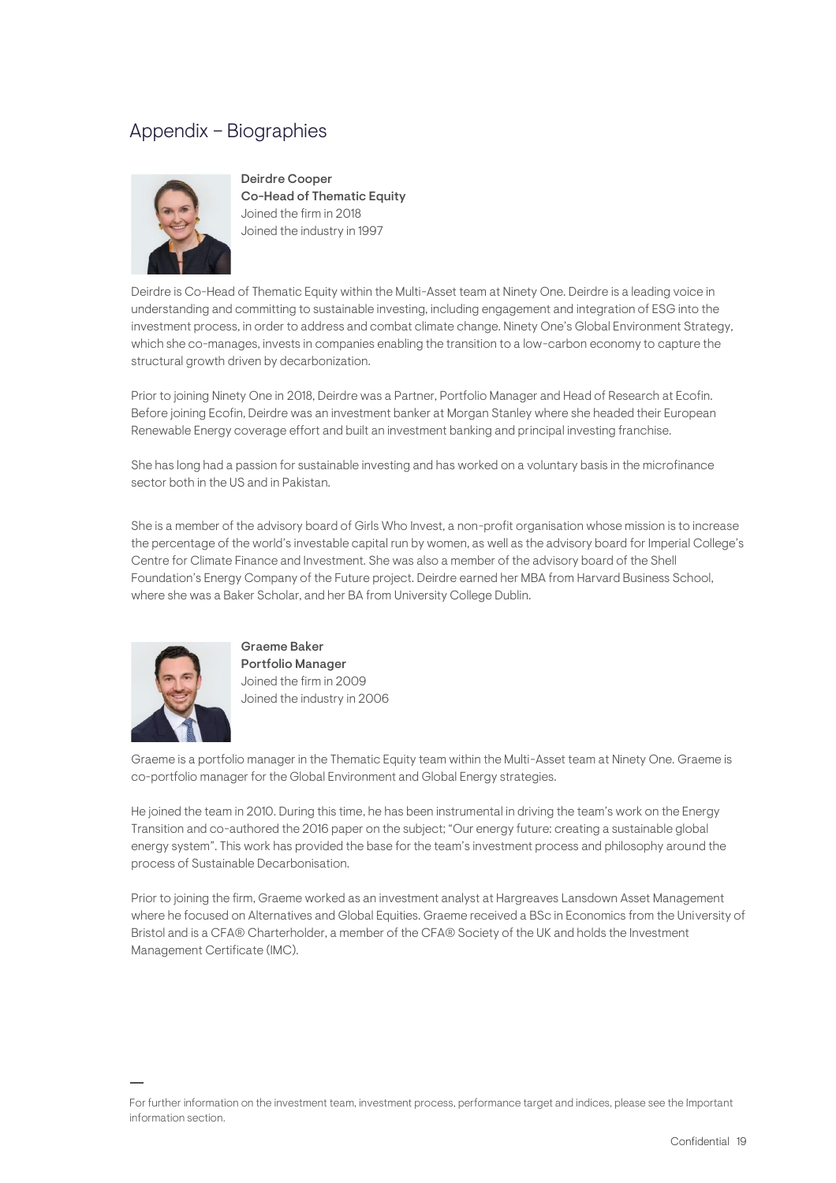## Appendix – Biographies

**Deirdre Cooper**
**Co-Head of Thematic Equity**
Joined the firm in 2018
Joined the industry in 1997

Deirdre is Co-Head of Thematic Equity within the Multi-Asset team at Ninety One. Deirdre is a leading voice in understanding and committing to sustainable investing, including engagement and integration of ESG into the investment process, in order to address and combat climate change. Ninety One's Global Environment Strategy, which she co-manages, invests in companies enabling the transition to a low-carbon economy to capture the structural growth driven by decarbonization.

Prior to joining Ninety One in 2018, Deirdre was a Partner, Portfolio Manager and Head of Research at Ecofin. Before joining Ecofin, Deirdre was an investment banker at Morgan Stanley where she headed their European Renewable Energy coverage effort and built an investment banking and principal investing franchise.

She has long had a passion for sustainable investing and has worked on a voluntary basis in the microfinance sector both in the US and in Pakistan.

She is a member of the advisory board of Girls Who Invest, a non-profit organisation whose mission is to increase the percentage of the world's investable capital run by women, as well as the advisory board for Imperial College's Centre for Climate Finance and Investment. She was also a member of the advisory board of the Shell Foundation's Energy Company of the Future project. Deirdre earned her MBA from Harvard Business School, where she was a Baker Scholar, and her BA from University College Dublin.

**Graeme Baker**
**Portfolio Manager**
Joined the firm in 2009
Joined the industry in 2006

Graeme is a portfolio manager in the Thematic Equity team within the Multi-Asset team at Ninety One. Graeme is co-portfolio manager for the Global Environment and Global Energy strategies.

He joined the team in 2010. During this time, he has been instrumental in driving the team's work on the Energy Transition and co-authored the 2016 paper on the subject; "Our energy future: creating a sustainable global energy system". This work has provided the base for the team's investment process and philosophy around the process of Sustainable Decarbonisation.

Prior to joining the firm, Graeme worked as an investment analyst at Hargreaves Lansdown Asset Management where he focused on Alternatives and Global Equities. Graeme received a BSc in Economics from the University of Bristol and is a CFA® Charterholder, a member of the CFA® Society of the UK and holds the Investment Management Certificate (IMC).

For further information on the investment team, investment process, performance target and indices, please see the Important information section.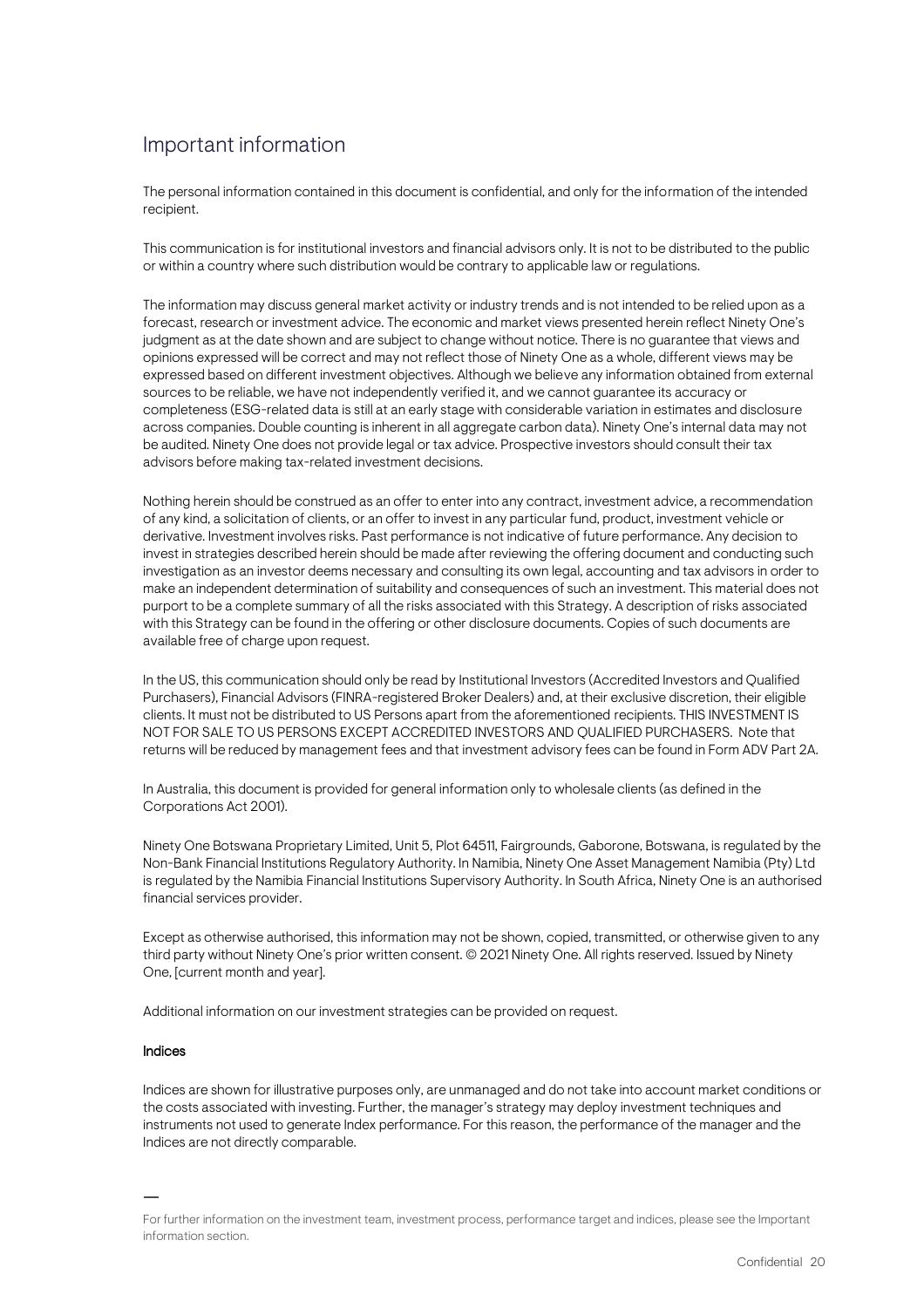# Important information

The personal information contained in this document is confidential, and only for the information of the intended recipient.

This communication is for institutional investors and financial advisors only. It is not to be distributed to the public or within a country where such distribution would be contrary to applicable law or regulations.

The information may discuss general market activity or industry trends and is not intended to be relied upon as a forecast, research or investment advice. The economic and market views presented herein reflect Ninety One's judgment as at the date shown and are subject to change without notice. There is no guarantee that views and opinions expressed will be correct and may not reflect those of Ninety One as a whole, different views may be expressed based on different investment objectives. Although we believe any information obtained from external sources to be reliable, we have not independently verified it, and we cannot guarantee its accuracy or completeness (ESG-related data is still at an early stage with considerable variation in estimates and disclosure across companies. Double counting is inherent in all aggregate carbon data). Ninety One's internal data may not be audited. Ninety One does not provide legal or tax advice. Prospective investors should consult their tax advisors before making tax-related investment decisions.

Nothing herein should be construed as an offer to enter into any contract, investment advice, a recommendation of any kind, a solicitation of clients, or an offer to invest in any particular fund, product, investment vehicle or derivative. Investment involves risks. Past performance is not indicative of future performance. Any decision to invest in strategies described herein should be made after reviewing the offering document and conducting such investigation as an investor deems necessary and consulting its own legal, accounting and tax advisors in order to make an independent determination of suitability and consequences of such an investment. This material does not purport to be a complete summary of all the risks associated with this Strategy. A description of risks associated with this Strategy can be found in the offering or other disclosure documents. Copies of such documents are available free of charge upon request.

In the US, this communication should only be read by Institutional Investors (Accredited Investors and Qualified Purchasers), Financial Advisors (FINRA-registered Broker Dealers) and, at their exclusive discretion, their eligible clients. It must not be distributed to US Persons apart from the aforementioned recipients. THIS INVESTMENT IS NOT FOR SALE TO US PERSONS EXCEPT ACCREDITED INVESTORS AND QUALIFIED PURCHASERS. Note that returns will be reduced by management fees and that investment advisory fees can be found in Form ADV Part 2A.

In Australia, this document is provided for general information only to wholesale clients (as defined in the Corporations Act 2001).

Ninety One Botswana Proprietary Limited, Unit 5, Plot 64511, Fairgrounds, Gaborone, Botswana, is regulated by the Non-Bank Financial Institutions Regulatory Authority. In Namibia, Ninety One Asset Management Namibia (Pty) Ltd is regulated by the Namibia Financial Institutions Supervisory Authority. In South Africa, Ninety One is an authorised financial services provider.

Except as otherwise authorised, this information may not be shown, copied, transmitted, or otherwise given to any third party without Ninety One's prior written consent. © 2021 Ninety One. All rights reserved. Issued by Ninety One, [current month and year].

Additional information on our investment strategies can be provided on request.

**Indices**

Indices are shown for illustrative purposes only, are unmanaged and do not take into account market conditions or the costs associated with investing. Further, the manager's strategy may deploy investment techniques and instruments not used to generate Index performance. For this reason, the performance of the manager and the Indices are not directly comparable.

For further information on the investment team, investment process, performance target and indices, please see the Important information section.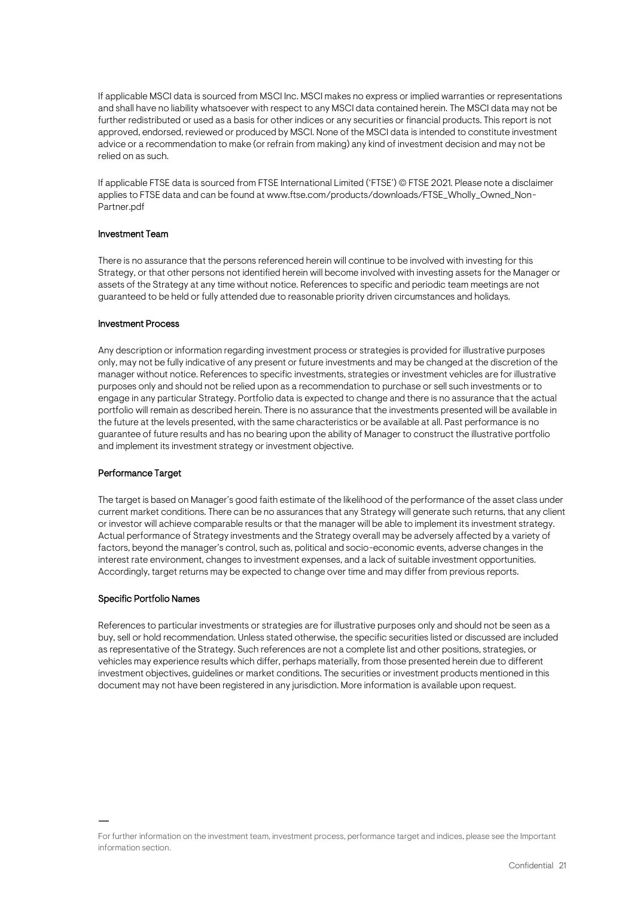If applicable MSCI data is sourced from MSCI Inc. MSCI makes no express or implied warranties or representations and shall have no liability whatsoever with respect to any MSCI data contained herein. The MSCI data may not be further redistributed or used as a basis for other indices or any securities or financial products. This report is not approved, endorsed, reviewed or produced by MSCI. None of the MSCI data is intended to constitute investment advice or a recommendation to make (or refrain from making) any kind of investment decision and may not be relied on as such.

If applicable FTSE data is sourced from FTSE International Limited ('FTSE') © FTSE 2021. Please note a disclaimer applies to FTSE data and can be found at www.ftse.com/products/downloads/FTSE_Wholly_Owned_Non-Partner.pdf

### Investment Team

There is no assurance that the persons referenced herein will continue to be involved with investing for this Strategy, or that other persons not identified herein will become involved with investing assets for the Manager or assets of the Strategy at any time without notice. References to specific and periodic team meetings are not guaranteed to be held or fully attended due to reasonable priority driven circumstances and holidays.

### Investment Process

Any description or information regarding investment process or strategies is provided for illustrative purposes only, may not be fully indicative of any present or future investments and may be changed at the discretion of the manager without notice. References to specific investments, strategies or investment vehicles are for illustrative purposes only and should not be relied upon as a recommendation to purchase or sell such investments or to engage in any particular Strategy. Portfolio data is expected to change and there is no assurance that the actual portfolio will remain as described herein. There is no assurance that the investments presented will be available in the future at the levels presented, with the same characteristics or be available at all. Past performance is no guarantee of future results and has no bearing upon the ability of Manager to construct the illustrative portfolio and implement its investment strategy or investment objective.

### Performance Target

The target is based on Manager's good faith estimate of the likelihood of the performance of the asset class under current market conditions. There can be no assurances that any Strategy will generate such returns, that any client or investor will achieve comparable results or that the manager will be able to implement its investment strategy. Actual performance of Strategy investments and the Strategy overall may be adversely affected by a variety of factors, beyond the manager's control, such as, political and socio-economic events, adverse changes in the interest rate environment, changes to investment expenses, and a lack of suitable investment opportunities. Accordingly, target returns may be expected to change over time and may differ from previous reports.

### Specific Portfolio Names

References to particular investments or strategies are for illustrative purposes only and should not be seen as a buy, sell or hold recommendation. Unless stated otherwise, the specific securities listed or discussed are included as representative of the Strategy. Such references are not a complete list and other positions, strategies, or vehicles may experience results which differ, perhaps materially, from those presented herein due to different investment objectives, guidelines or market conditions. The securities or investment products mentioned in this document may not have been registered in any jurisdiction. More information is available upon request.

For further information on the investment team, investment process, performance target and indices, please see the Important information section.